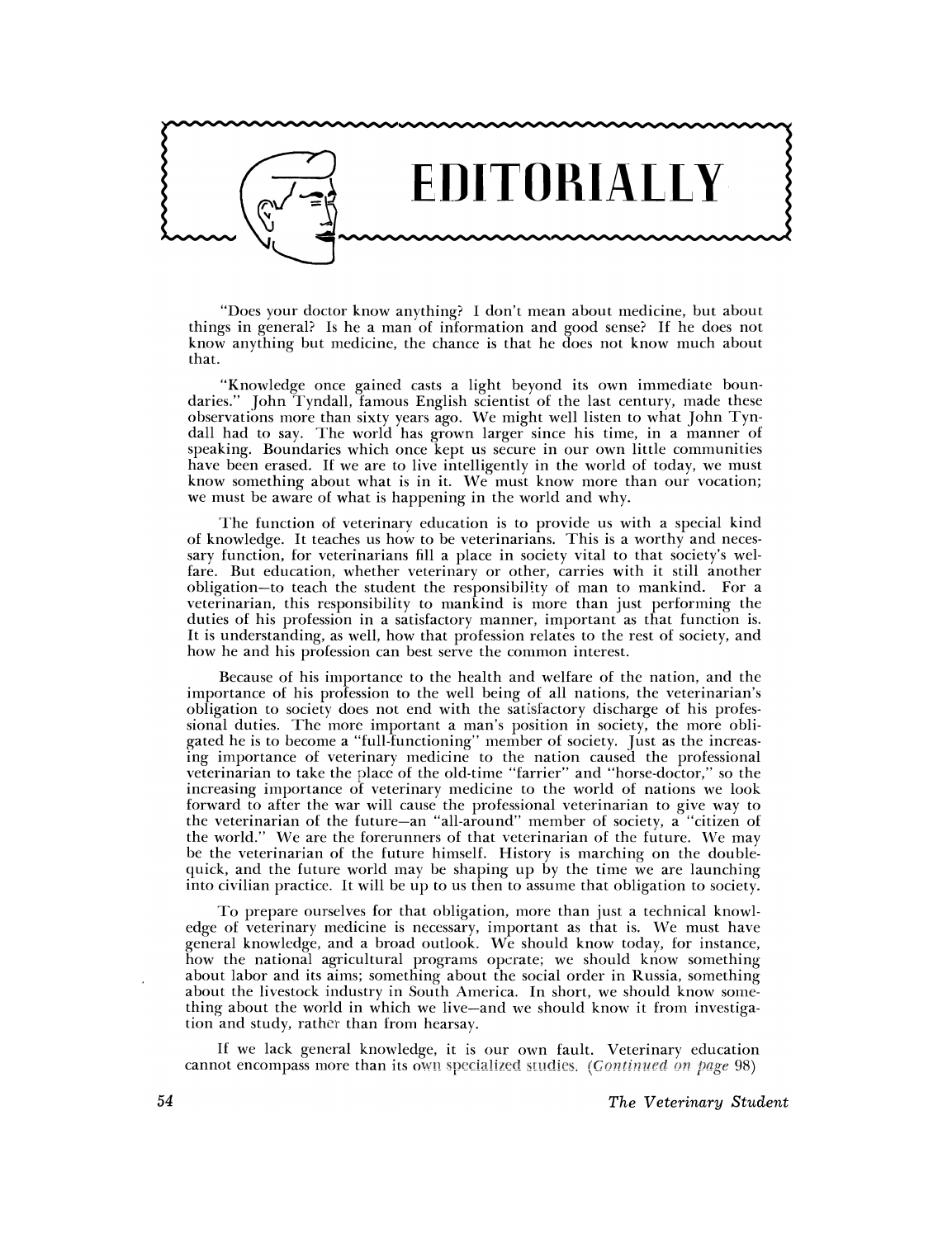# EDITORIALLY

"Does your doctor know anything? I don't mean about medicine, but about things in general? Is he a man of information and good sense? If he does not know anything but medicine, the chance is that he does not know much about that.

"Knowledge once gained casts a light beyond its own immediate boundaries." John Tyndall, famous English scientist of the last century, made these observations more than sixty years ago. We might well listen to what John Tyndall had to say. The world has grown larger since his time, in a manner of speaking. Boundaries which once kept us secure in our own little communities have been erased. If we are to live intelligently in the world of today, we must know something about what is in it. We must know more than our vocation; we must be aware of what is happening in the world and why.

The function of veterinary education is to provide us with a special kind of knowledge. It teaches us how to be veterinarians. This is a worthy and necessary function, for veterinarians fill a place in society vital to that society's welfare. But education, whether veterinary or other, carries with it still another obligation—to teach the student the responsibility of man to mankind. For a veterinarian, this responsibility to mankind is more than just performing the duties of his profession in a satisfactory manner, important as that function is. It is understanding, as well, how that profession relates to the rest of society, and how he and his profession can best serve the common interest.

Because of his importance to the health and welfare of the nation, and the importance of his profession to the well being of all nations, the veterinarian's obligation to society does not end with the satisfactory discharge of his professional duties. The more important a man's position in society, the more obligated he is to become a "full-functioning" member of society. Just as the increasing importance of veterinary medicine to the nation caused the professional veterinarian to take the place of the old-time "farrier" and "horse-doctor," so the increasing importance of veterinary medicine to the world of nations we look forward to after the war will cause the professional veterinarian to give way to the veterinarian of the future—an "all-around" member of society, a "citizen of the world." We are the forerunners of that veterinarian of the future. We may be the veterinarian of the future himself. History is marching on the double-quick, and the future world may be shaping up by the time we are launching into civilian practice. It will be up to us then to assume that obligation to society.

To prepare ourselves for that obligation, more than just a technical knowledge of veterinary medicine is necessary, important as that is. We must have general knowledge, and a broad outlook. We should know today, for instance, how the national agricultural programs operate; we should know something about labor and its aims; something about the social order in Russia, something about the livestock industry in South America. In short, we should know something about the world in which we live—and we should know it from investigation and study, rather than from hearsay.

If we lack general knowledge, it is our own fault. Veterinary education cannot encompass more than its own specialized studies. (*Continued on page 98*)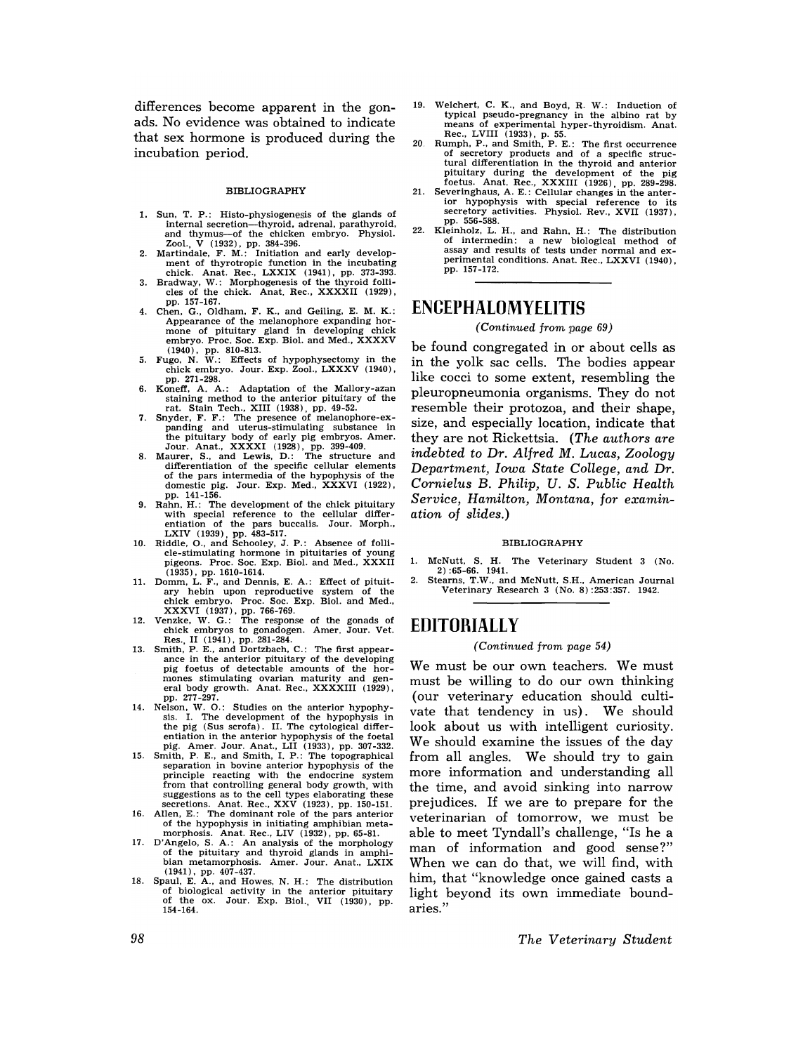differences become apparent in the gonads. No evidence was obtained to indicate that sex hormone is produced during the incubation period.

### BIBLIOGRAPHY

1. Sun, T. P.: Histo-physiogenesis of the glands of internal secretion—thyroid, adrenal, parathyroid, and thymus—of the chicken embryo. Physiol. Zool., V (1932), pp. 384-396.
2. Martindale, F. M.: Initiation and early development of thyrotropic function in the incubating chick. Anat. Rec., LXXIX (1941), pp. 373-393.
3. Bradway, W.: Morphogenesis of the thyroid follicles of the chick. Anat. Rec., XXXXII (1929), pp. 157-167.
4. Chen, G., Oldham, F. K., and Geiling, E. M. K.: Appearance of the melanophore expanding hormone of pituitary gland in developing chick embryo. Proc. Soc. Exp. Biol. and Med., XXXXV (1940), pp. 810-813.
5. Fugo, N. W.: Effects of hypophysectomy in the chick embryo. Jour. Exp. Zool., LXXXV (1940), pp. 271-298.
6. Koneff, A. A.: Adaptation of the Mallory-azan staining method to the anterior pituitary of the rat. Stain Tech., XIII (1938), pp. 49-52.
7. Snyder, F. F.: The presence of melanophore-expanding and uterus-stimulating substance in the pituitary body of early pig embryos. Amer. Jour. Anat., XXXXI (1928), pp. 399-409.
8. Maurer, S., and Lewis, D.: The structure and differentiation of the specific cellular elements of the pars intermedia of the hypophysis of the domestic pig. Jour. Exp. Med., XXXVI (1922), pp. 141-156.
9. Rahn, H.: The development of the chick pituitary with special reference to the cellular differentiation of the pars buccalis. Jour. Morph., LXIV (1939), pp. 483-517.
10. Riddle, O., and Schooley, J. P.: Absence of follicle-stimulating hormone in pituitaries of young pigeons. Proc. Soc. Exp. Biol. and Med., XXXII (1935), pp. 1610-1614.
11. Domm, L. F., and Dennis, E. A.: Effect of pituitary hebin upon reproductive system of the chick embryo. Proc. Soc. Exp. Biol. and Med., XXXVI (1937), pp. 766-769.
12. Venzke, W. G.: The response of the gonads of chick embryos to gonadogen. Amer. Jour. Vet. Res., II (1941), pp. 281-284.
13. Smith, P. E., and Dortzbach, C.: The first appearance in the anterior pituitary of the developing pig foetus of detectable amounts of the hormones stimulating ovarian maturity and general body growth. Anat. Rec., XXXXIII (1929), pp. 277-297.
14. Nelson, W. O.: Studies on the anterior hypophysis. I. The development of the hypophysis in the pig (Sus scrofa). II. The cytological differentiation in the anterior hypophysis of the foetal pig. Amer. Jour. Anat., LII (1933), pp. 307-332.
15. Smith, P. E., and Smith, I. P.: The topographical separation in bovine anterior hypophysis of the principle reacting with the endocrine system from that controlling general body growth, with suggestions as to the cell types elaborating these secretions. Anat. Rec., XXV (1923), pp. 150-151.
16. Allen, E.: The dominant role of the pars anterior of the hypophysis in initiating amphibian metamorphosis. Anat. Rec., LIV (1932), pp. 65-81.
17. D'Angelo, S. A.: An analysis of the morphology of the pituitary and thyroid glands in amphibian metamorphosis. Amer. Jour. Anat., LXIX (1941), pp. 407-437.
18. Spaul, E. A., and Howes, N. H.: The distribution of biological activity in the anterior pituitary of the ox. Jour. Exp. Biol., VII (1930), pp. 154-164.
19. Welchert, C. K., and Boyd, R. W.: Induction of typical pseudo-pregnancy in the albino rat by means of experimental hyper-thyroidism. Anat. Rec., LVIII (1933), p. 55.
20. Rumph, P., and Smith, P. E.: The first occurrence of secretory products and of a specific structural differentiation in the thyroid and anterior pituitary during the development of the pig foetus. Anat. Rec., XXXIII (1926), pp. 289-298.
21. Severinghaus, A. E.: Cellular changes in the anterior hypophysis with special reference to its secretory activities. Physiol. Rev., XVII (1937), pp. 556-588.
22. Kleinholz, L. H., and Rahn, H.: The distribution of intermedin: a new biological method of assay and results of tests under normal and experimental conditions. Anat. Rec., LXXVI (1940), pp. 157-172.

---

## ENCEPHALOMYELITIS

*(Continued from page 69)*

be found congregated in or about cells as in the yolk sac cells. The bodies appear like cocci to some extent, resembling the pleuropneumonia organisms. They do not resemble their protozoa, and their shape, size, and especially location, indicate that they are not Rickettsia. (*The authors are indebted to Dr. Alfred M. Lucas, Zoology Department, Iowa State College, and Dr. Cornielus B. Philip, U. S. Public Health Service, Hamilton, Montana, for examination of slides.*)

### BIBLIOGRAPHY

1. McNutt, S. H. The Veterinary Student 3 (No. 2):65-66. 1941.
2. Stearns, T.W., and McNutt, S.H., American Journal Veterinary Research 3 (No. 8):253:357. 1942.

---

## EDITORIALLY

*(Continued from page 54)*

We must be our own teachers. We must must be willing to do our own thinking (our veterinary education should cultivate that tendency in us). We should look about us with intelligent curiosity. We should examine the issues of the day from all angles. We should try to gain more information and understanding all the time, and avoid sinking into narrow prejudices. If we are to prepare for the veterinarian of tomorrow, we must be able to meet Tyndall's challenge, "Is he a man of information and good sense?" When we can do that, we will find, with him, that "knowledge once gained casts a light beyond its own immediate boundaries."